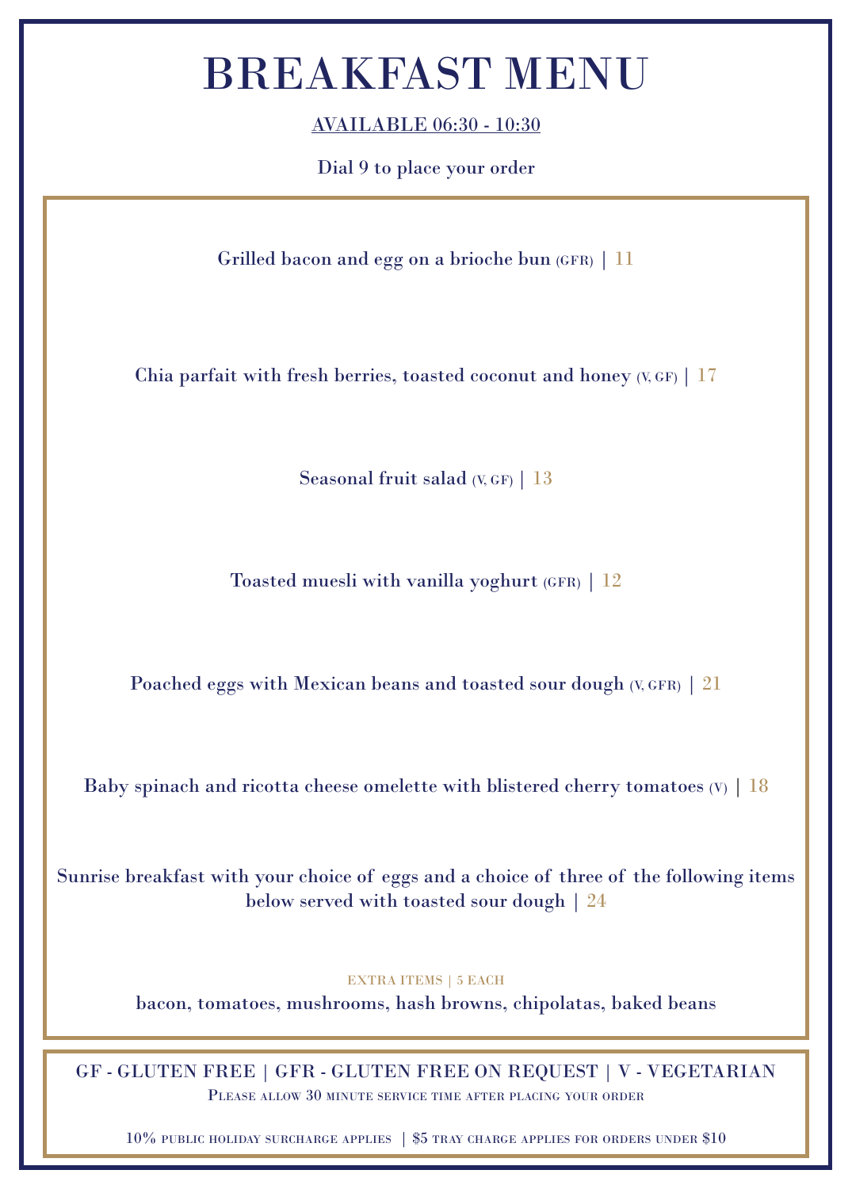# BREAKFAST MENU

**AVAILABLE 06:30 - 10:30**

Dial 9 to place your order

Grilled bacon and egg on a brioche bun (GFR) | 11

Chia parfait with fresh berries, toasted coconut and honey (V, GF) | 17

Seasonal fruit salad (V, GF) | 13

Toasted muesli with vanilla yoghurt (GFR) | 12

Poached eggs with Mexican beans and toasted sour dough (V, GFR) | 21

Baby spinach and ricotta cheese omelette with blistered cherry tomatoes (V) | 18

Sunrise breakfast with your choice of eggs and a choice of three of the following items below served with toasted sour dough | 24

EXTRA ITEMS | 5 EACH

bacon, tomatoes, mushrooms, hash browns, chipolatas, baked beans

GF - GLUTEN FREE | GFR - GLUTEN FREE ON REQUEST | V - VEGETARIAN

Please allow 30 minute service time after placing your order

10% public holiday surcharge applies | $5 tray charge applies for orders under $10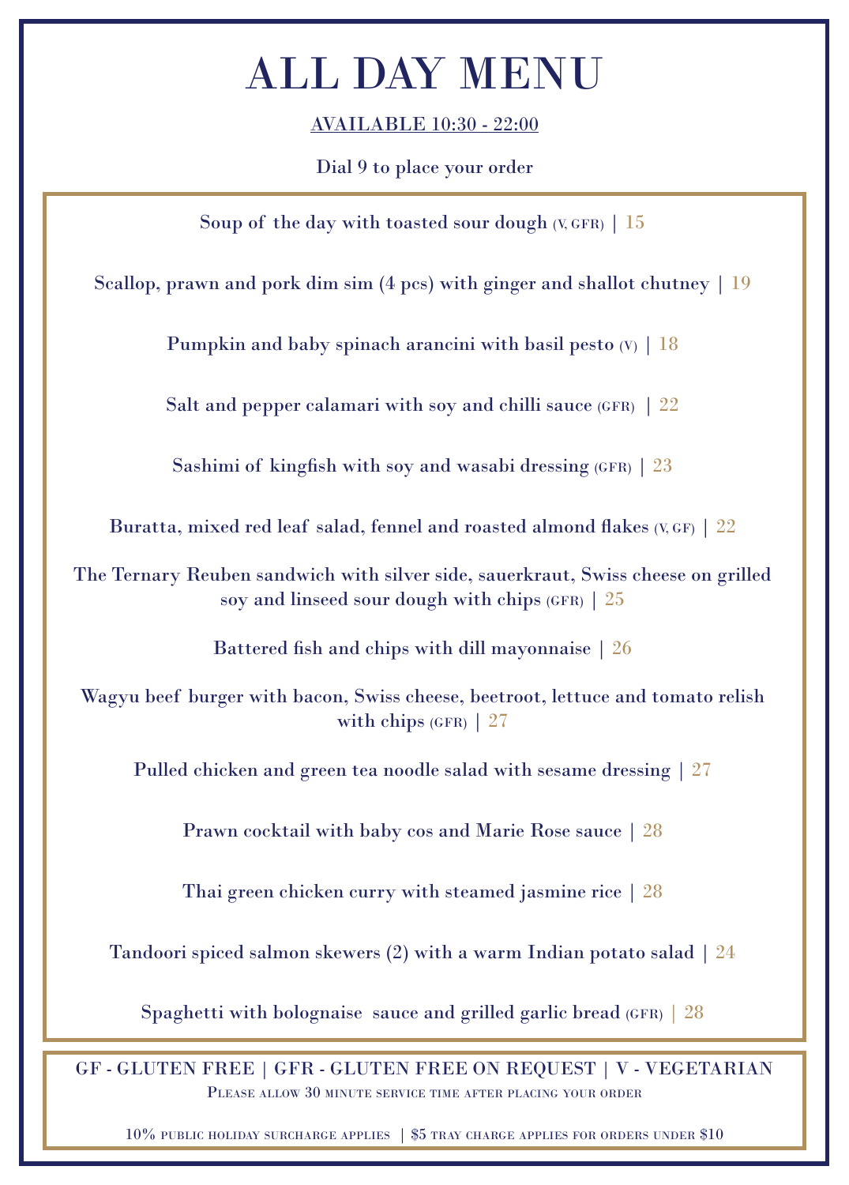# ALL DAY MENU

AVAILABLE 10:30 - 22:00

Dial 9 to place your order

Soup of the day with toasted sour dough (V, GFR) | 15

Scallop, prawn and pork dim sim (4 pcs) with ginger and shallot chutney | 19

Pumpkin and baby spinach arancini with basil pesto (V) | 18

Salt and pepper calamari with soy and chilli sauce (GFR) | 22

Sashimi of kingfish with soy and wasabi dressing (GFR) | 23

Buratta, mixed red leaf salad, fennel and roasted almond flakes (V, GF) | 22

The Ternary Reuben sandwich with silver side, sauerkraut, Swiss cheese on grilled soy and linseed sour dough with chips (GFR) | 25

Battered fish and chips with dill mayonnaise | 26

Wagyu beef burger with bacon, Swiss cheese, beetroot, lettuce and tomato relish with chips (GFR) | 27

Pulled chicken and green tea noodle salad with sesame dressing | 27

Prawn cocktail with baby cos and Marie Rose sauce | 28

Thai green chicken curry with steamed jasmine rice | 28

Tandoori spiced salmon skewers (2) with a warm Indian potato salad | 24

Spaghetti with bolognaise sauce and grilled garlic bread (GFR) | 28

GF - GLUTEN FREE | GFR - GLUTEN FREE ON REQUEST | V - VEGETARIAN

Please allow 30 minute service time after placing your order

10% public holiday surcharge applies | $5 tray charge applies for orders under $10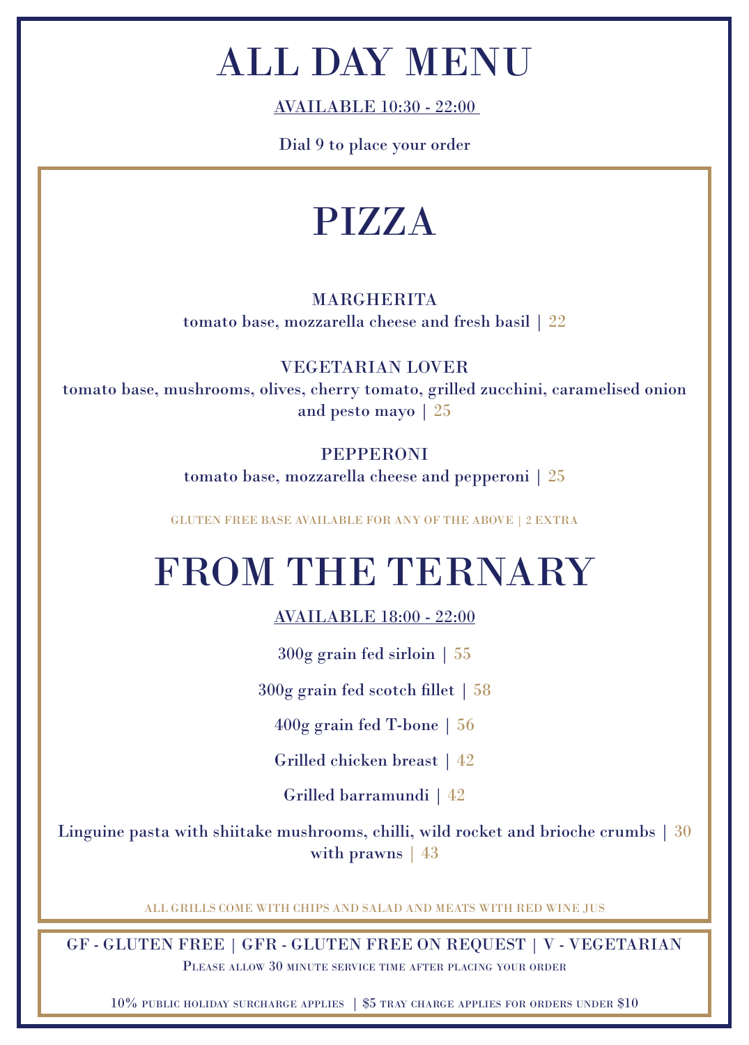# ALL DAY MENU

AVAILABLE 10:30 - 22:00

Dial 9 to place your order

## PIZZA

**MARGHERITA**
tomato base, mozzarella cheese and fresh basil | 22

**VEGETARIAN LOVER**
tomato base, mushrooms, olives, cherry tomato, grilled zucchini, caramelised onion and pesto mayo | 25

**PEPPERONI**
tomato base, mozzarella cheese and pepperoni | 25

GLUTEN FREE BASE AVAILABLE FOR ANY OF THE ABOVE | 2 EXTRA

## FROM THE TERNARY

AVAILABLE 18:00 - 22:00

300g grain fed sirloin | 55

300g grain fed scotch fillet | 58

400g grain fed T-bone | 56

Grilled chicken breast | 42

Grilled barramundi | 42

Linguine pasta with shiitake mushrooms, chilli, wild rocket and brioche crumbs | 30
with prawns | 43

ALL GRILLS COME WITH CHIPS AND SALAD AND MEATS WITH RED WINE JUS

GF - GLUTEN FREE | GFR - GLUTEN FREE ON REQUEST | V - VEGETARIAN

Please allow 30 minute service time after placing your order

10% public holiday surcharge applies | $5 tray charge applies for orders under $10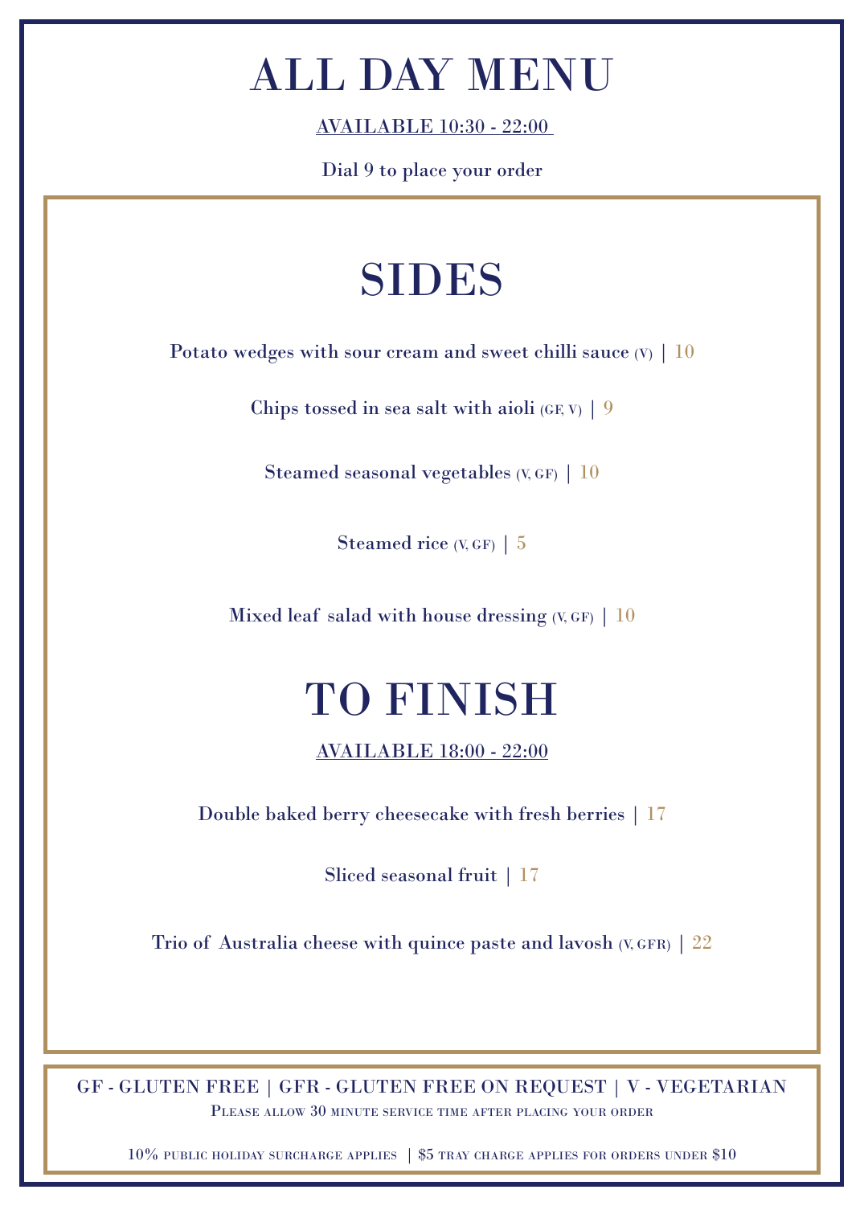# ALL DAY MENU

AVAILABLE 10:30 - 22:00

Dial 9 to place your order

## SIDES

Potato wedges with sour cream and sweet chilli sauce (V) | 10

Chips tossed in sea salt with aioli (GF, V) | 9

Steamed seasonal vegetables (V, GF) | 10

Steamed rice (V, GF) | 5

Mixed leaf salad with house dressing (V, GF) | 10

## TO FINISH

AVAILABLE 18:00 - 22:00

Double baked berry cheesecake with fresh berries | 17

Sliced seasonal fruit | 17

Trio of Australia cheese with quince paste and lavosh (V, GFR) | 22

GF - GLUTEN FREE | GFR - GLUTEN FREE ON REQUEST | V - VEGETARIAN

Please allow 30 minute service time after placing your order

10% public holiday surcharge applies | $5 tray charge applies for orders under $10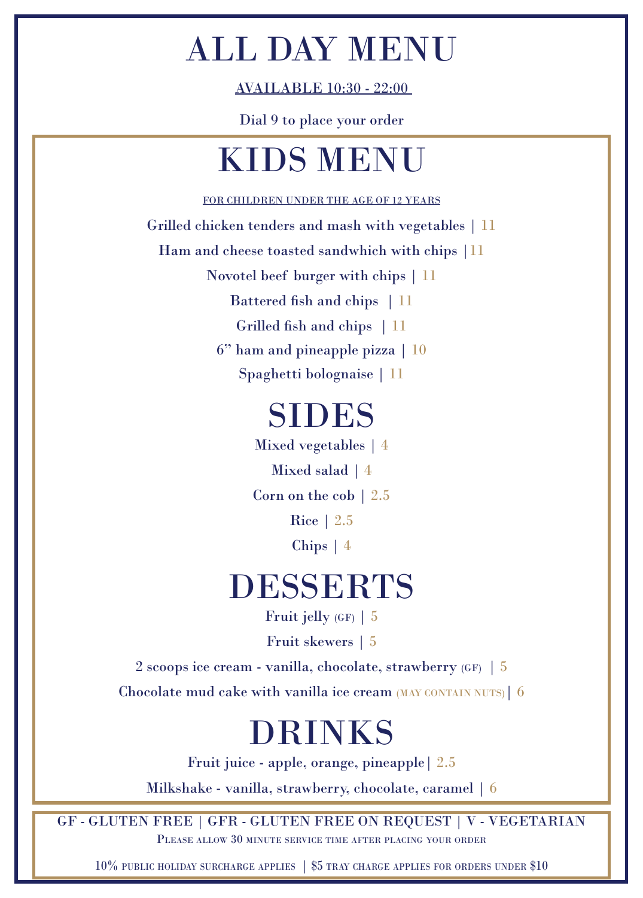# ALL DAY MENU

AVAILABLE 10:30 - 22:00

Dial 9 to place your order

## KIDS MENU

FOR CHILDREN UNDER THE AGE OF 12 YEARS

Grilled chicken tenders and mash with vegetables | 11

Ham and cheese toasted sandwhich with chips |11

Novotel beef burger with chips | 11

Battered fish and chips | 11

Grilled fish and chips | 11

6" ham and pineapple pizza | 10

Spaghetti bolognaise | 11

## SIDES

Mixed vegetables | 4

Mixed salad | 4

Corn on the cob | 2.5

Rice | 2.5

Chips | 4

## DESSERTS

Fruit jelly (GF) | 5

Fruit skewers | 5

2 scoops ice cream - vanilla, chocolate, strawberry (GF) | 5

Chocolate mud cake with vanilla ice cream (MAY CONTAIN NUTS)| 6

## DRINKS

Fruit juice - apple, orange, pineapple| 2.5

Milkshake - vanilla, strawberry, chocolate, caramel | 6

GF - GLUTEN FREE | GFR - GLUTEN FREE ON REQUEST | V - VEGETARIAN

Please allow 30 minute service time after placing your order

10% public holiday surcharge applies | $5 tray charge applies for orders under $10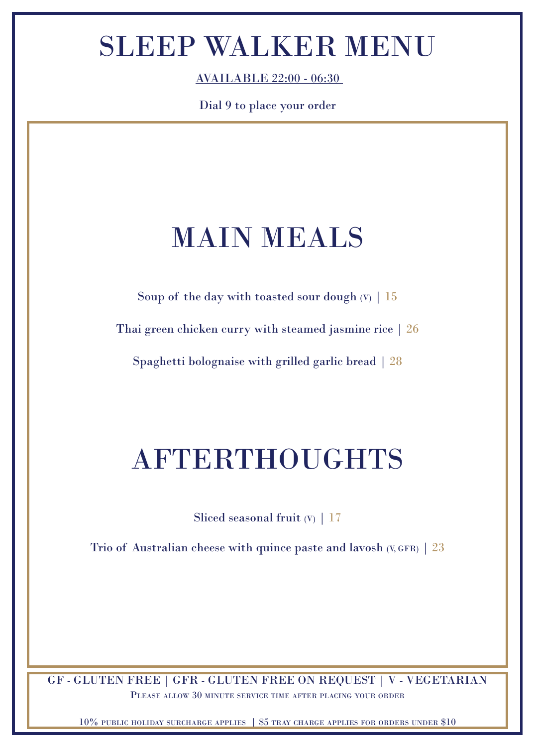# SLEEP WALKER MENU

AVAILABLE 22:00 - 06:30

Dial 9 to place your order

## MAIN MEALS

Soup of the day with toasted sour dough (V) | 15

Thai green chicken curry with steamed jasmine rice | 26

Spaghetti bolognaise with grilled garlic bread | 28

## AFTERTHOUGHTS

Sliced seasonal fruit (V) | 17

Trio of Australian cheese with quince paste and lavosh (V, GFR) | 23

GF - GLUTEN FREE | GFR - GLUTEN FREE ON REQUEST | V - VEGETARIAN

Please allow 30 minute service time after placing your order

10% public holiday surcharge applies | $5 tray charge applies for orders under $10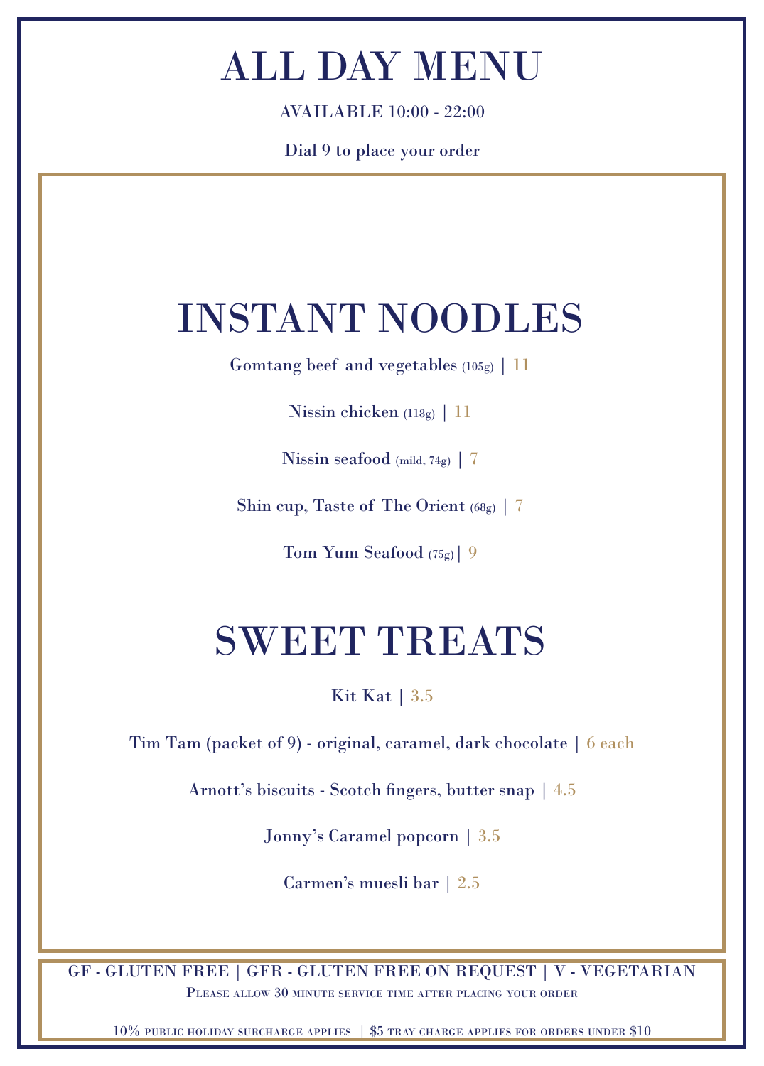# ALL DAY MENU

AVAILABLE 10:00 - 22:00

Dial 9 to place your order

## INSTANT NOODLES

Gomtang beef and vegetables (105g) | 11

Nissin chicken (118g) | 11

Nissin seafood (mild, 74g) | 7

Shin cup, Taste of The Orient (68g) | 7

Tom Yum Seafood (75g)| 9

## SWEET TREATS

Kit Kat | 3.5

Tim Tam (packet of 9) - original, caramel, dark chocolate | 6 each

Arnott's biscuits - Scotch fingers, butter snap | 4.5

Jonny's Caramel popcorn | 3.5

Carmen's muesli bar | 2.5

GF - GLUTEN FREE | GFR - GLUTEN FREE ON REQUEST | V - VEGETARIAN

Please allow 30 minute service time after placing your order

10% public holiday surcharge applies | $5 tray charge applies for orders under $10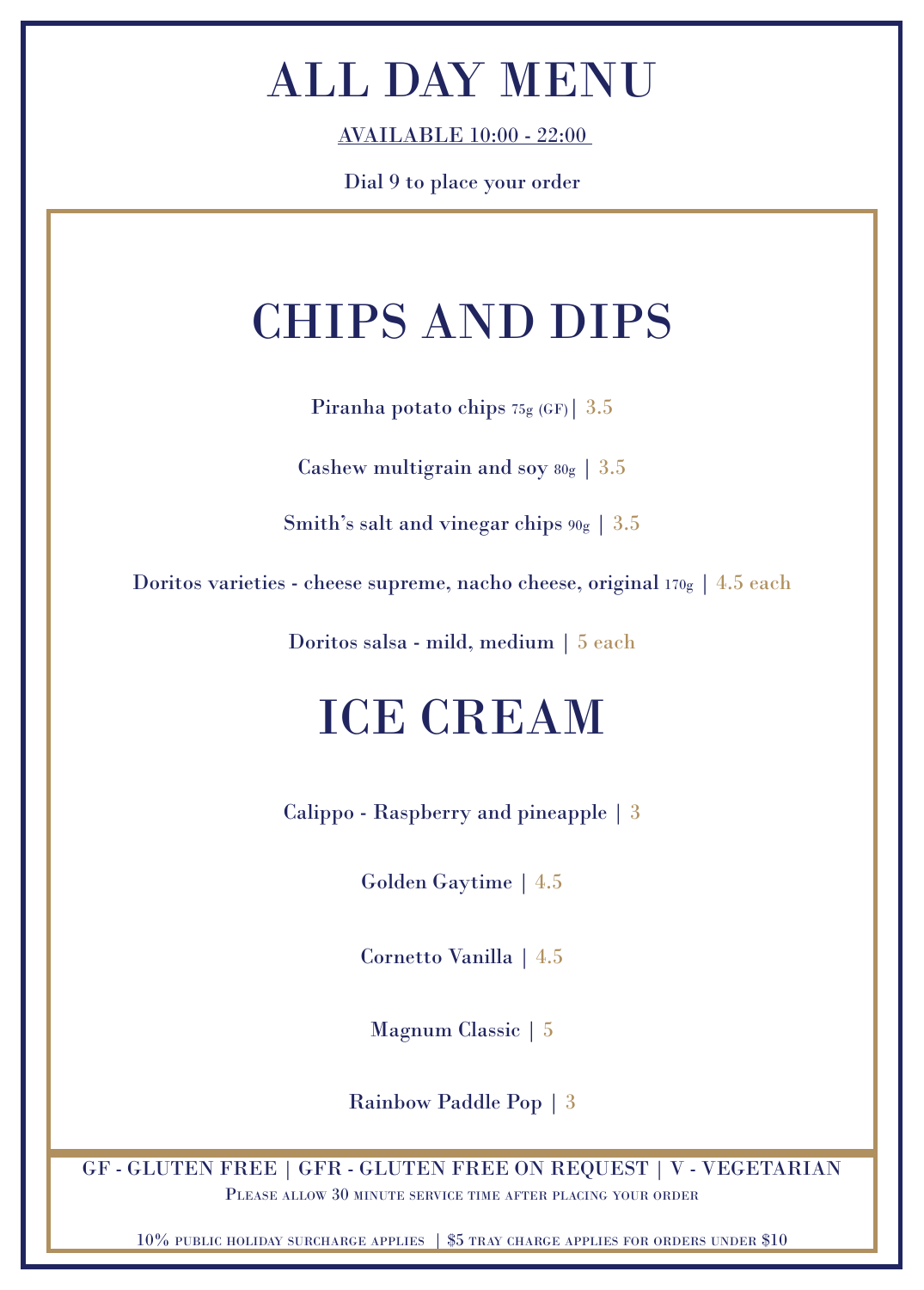# ALL DAY MENU

AVAILABLE 10:00 - 22:00

Dial 9 to place your order

## CHIPS AND DIPS

Piranha potato chips 75g (GF) | 3.5

Cashew multigrain and soy 80g | 3.5

Smith's salt and vinegar chips 90g | 3.5

Doritos varieties - cheese supreme, nacho cheese, original 170g | 4.5 each

Doritos salsa - mild, medium | 5 each

## ICE CREAM

Calippo - Raspberry and pineapple | 3

Golden Gaytime | 4.5

Cornetto Vanilla | 4.5

Magnum Classic | 5

Rainbow Paddle Pop | 3

GF - GLUTEN FREE | GFR - GLUTEN FREE ON REQUEST | V - VEGETARIAN

Please allow 30 minute service time after placing your order

10% public holiday surcharge applies | $5 tray charge applies for orders under $10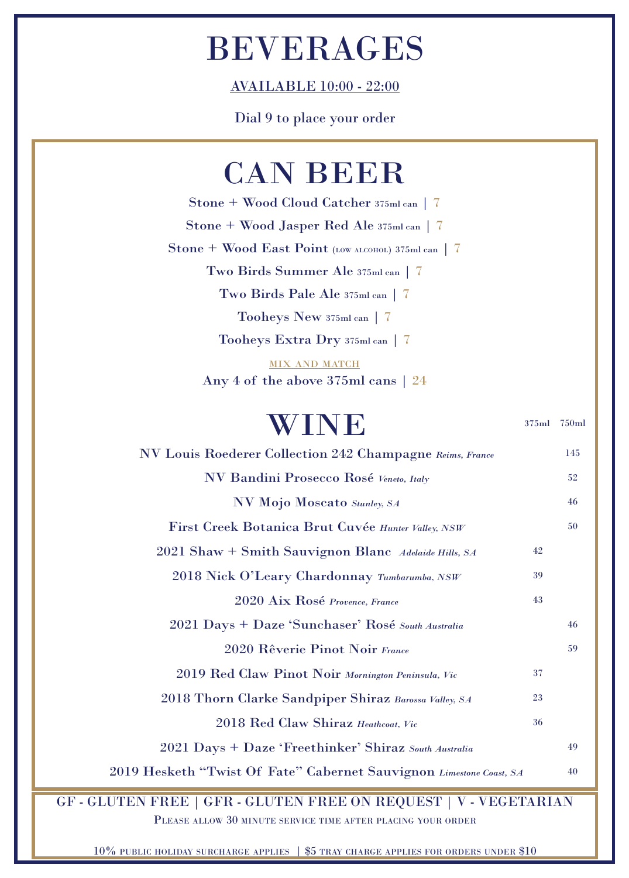# BEVERAGES

AVAILABLE 10:00 - 22:00

Dial 9 to place your order

## CAN BEER

Stone + Wood Cloud Catcher 375ml can | 7

Stone + Wood Jasper Red Ale 375ml can | 7

Stone + Wood East Point (LOW ALCOHOL) 375ml can | 7

Two Birds Summer Ale 375ml can | 7

Two Birds Pale Ale 375ml can | 7

Tooheys New 375ml can | 7

Tooheys Extra Dry 375ml can | 7

MIX AND MATCH

Any 4 of the above 375ml cans | 24

## WINE

| | 375ml | 750ml |
|---|---|---|
| NV Louis Roederer Collection 242 Champagne *Reims, France* | | 145 |
| NV Bandini Prosecco Rosé *Veneto, Italy* | | 52 |
| NV Mojo Moscato *Stunley, SA* | | 46 |
| First Creek Botanica Brut Cuvée *Hunter Valley, NSW* | | 50 |
| 2021 Shaw + Smith Sauvignon Blanc *Adelaide Hills, SA* | 42 | |
| 2018 Nick O'Leary Chardonnay *Tumbarumba, NSW* | 39 | |
| 2020 Aix Rosé *Provence, France* | 43 | |
| 2021 Days + Daze 'Sunchaser' Rosé *South Australia* | | 46 |
| 2020 Rêverie Pinot Noir *France* | | 59 |
| 2019 Red Claw Pinot Noir *Mornington Peninsula, Vic* | 37 | |
| 2018 Thorn Clarke Sandpiper Shiraz *Barossa Valley, SA* | 23 | |
| 2018 Red Claw Shiraz *Heathcoat, Vic* | 36 | |
| 2021 Days + Daze 'Freethinker' Shiraz *South Australia* | | 49 |
| 2019 Hesketh "Twist Of Fate" Cabernet Sauvignon *Limestone Coast, SA* | | 40 |

GF - GLUTEN FREE | GFR - GLUTEN FREE ON REQUEST | V - VEGETARIAN

Please allow 30 minute service time after placing your order

10% public holiday surcharge applies | $5 tray charge applies for orders under $10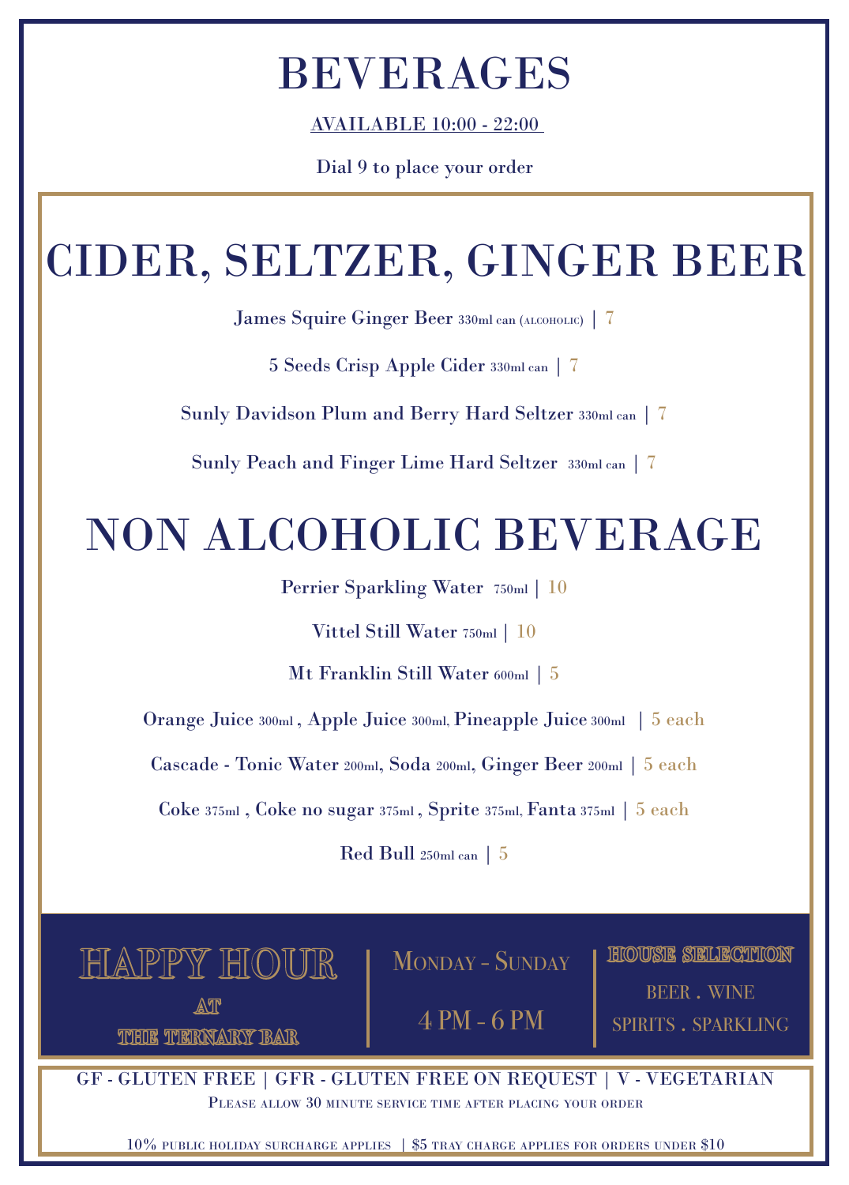# BEVERAGES

AVAILABLE 10:00 - 22:00

Dial 9 to place your order

## CIDER, SELTZER, GINGER BEER

James Squire Ginger Beer 330ml can (ALCOHOLIC) | 7

5 Seeds Crisp Apple Cider 330ml can | 7

Sunly Davidson Plum and Berry Hard Seltzer 330ml can | 7

Sunly Peach and Finger Lime Hard Seltzer 330ml can | 7

## NON ALCOHOLIC BEVERAGE

Perrier Sparkling Water 750ml | 10

Vittel Still Water 750ml | 10

Mt Franklin Still Water 600ml | 5

Orange Juice 300ml , Apple Juice 300ml, Pineapple Juice 300ml | 5 each

Cascade - Tonic Water 200ml, Soda 200ml, Ginger Beer 200ml | 5 each

Coke 375ml , Coke no sugar 375ml , Sprite 375ml, Fanta 375ml | 5 each

Red Bull 250ml can | 5

HAPPY HOUR AT THE TERNARY BAR | MONDAY - SUNDAY 4 PM - 6 PM | HOUSE SELECTION BEER . WINE SPIRITS . SPARKLING

GF - GLUTEN FREE | GFR - GLUTEN FREE ON REQUEST | V - VEGETARIAN

PLEASE ALLOW 30 MINUTE SERVICE TIME AFTER PLACING YOUR ORDER

10% PUBLIC HOLIDAY SURCHARGE APPLIES | $5 TRAY CHARGE APPLIES FOR ORDERS UNDER $10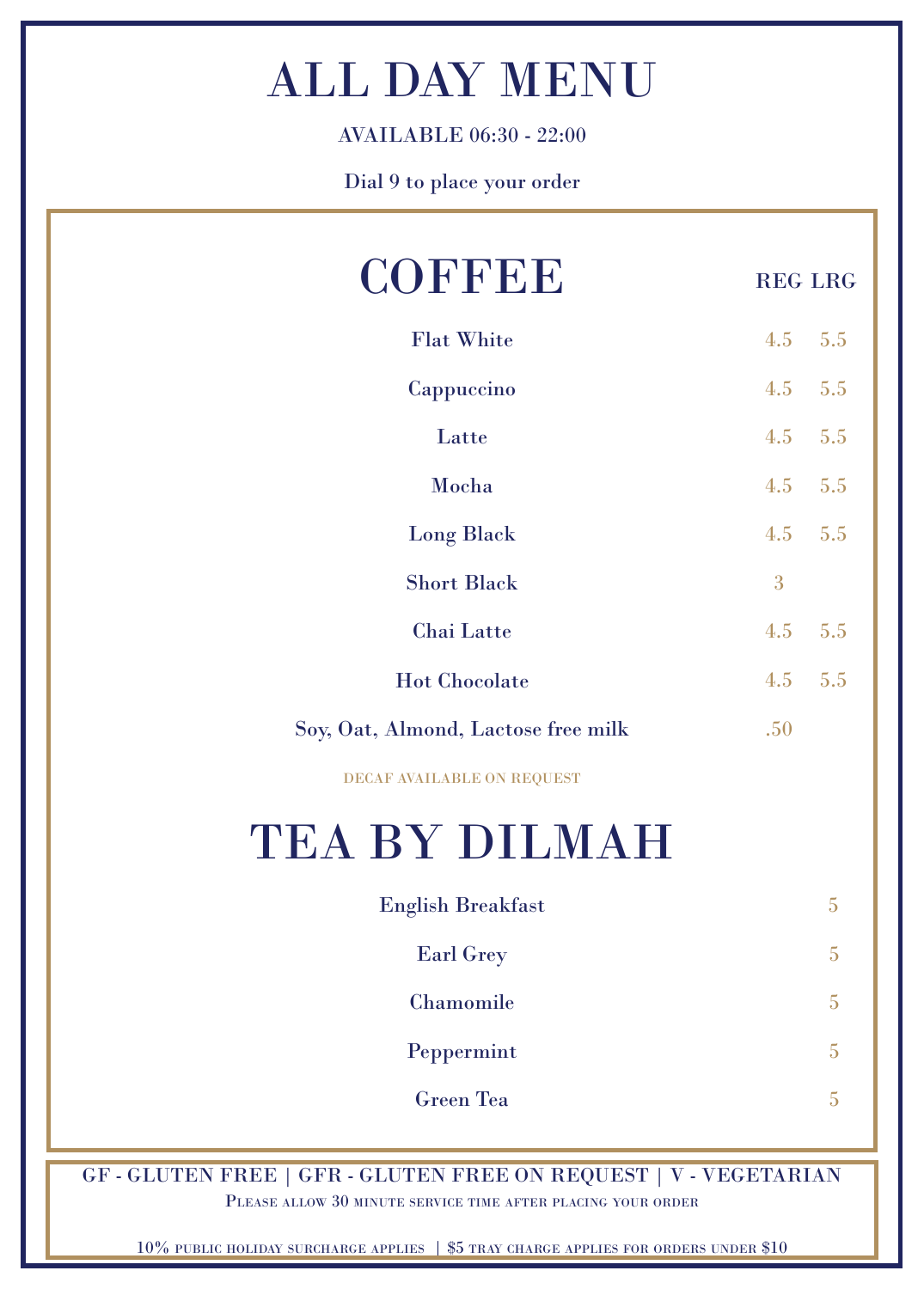# ALL DAY MENU

AVAILABLE 06:30 - 22:00

Dial 9 to place your order

## COFFEE

| | REG | LRG |
|---|---|---|
| Flat White | 4.5 | 5.5 |
| Cappuccino | 4.5 | 5.5 |
| Latte | 4.5 | 5.5 |
| Mocha | 4.5 | 5.5 |
| Long Black | 4.5 | 5.5 |
| Short Black | 3 | |
| Chai Latte | 4.5 | 5.5 |
| Hot Chocolate | 4.5 | 5.5 |
| Soy, Oat, Almond, Lactose free milk | .50 | |

DECAF AVAILABLE ON REQUEST

## TEA BY DILMAH

| | |
|---|---|
| English Breakfast | 5 |
| Earl Grey | 5 |
| Chamomile | 5 |
| Peppermint | 5 |
| Green Tea | 5 |

GF - GLUTEN FREE | GFR - GLUTEN FREE ON REQUEST | V - VEGETARIAN

Please allow 30 minute service time after placing your order

10% public holiday surcharge applies | $5 tray charge applies for orders under $10